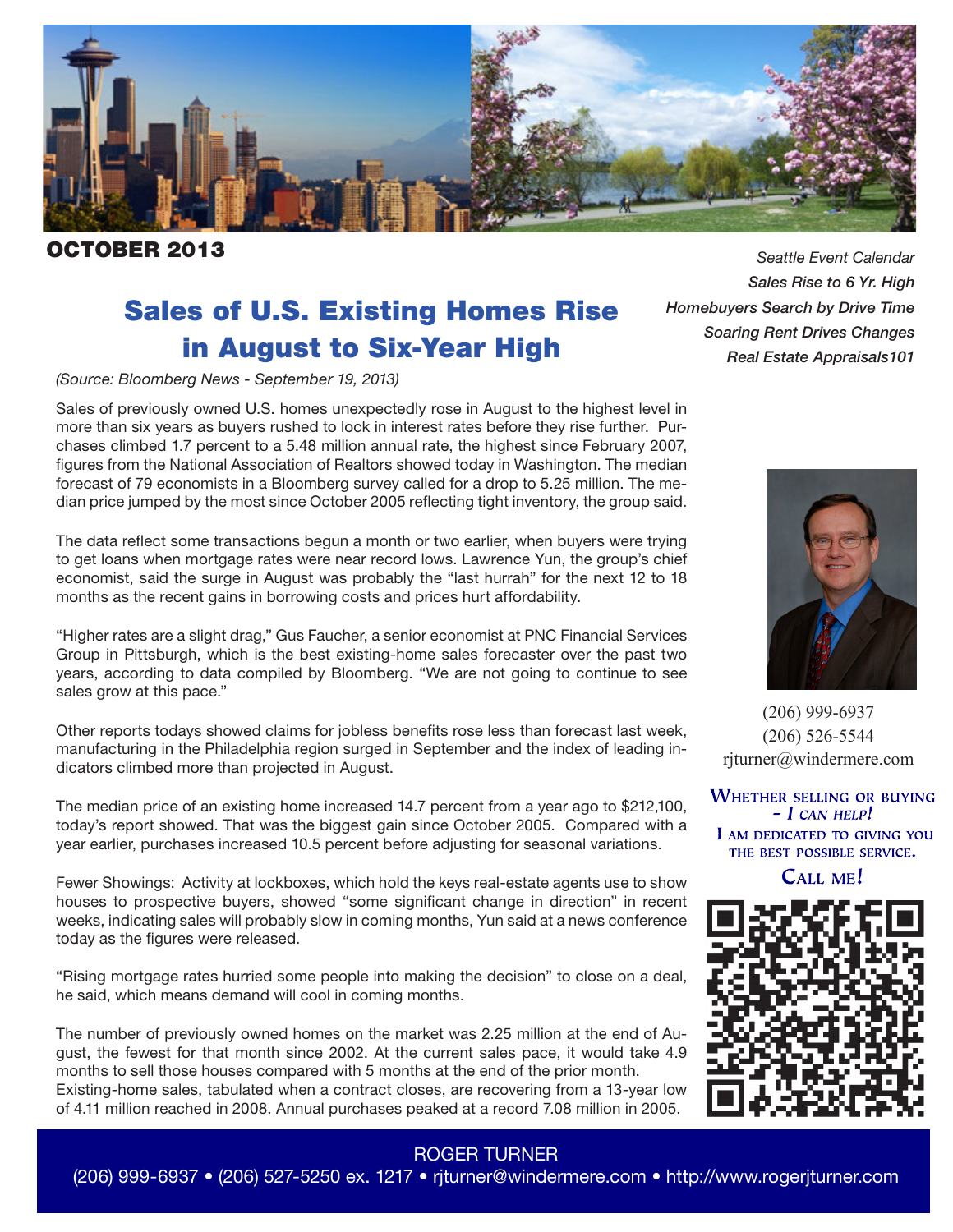**OCTOBER 2013**

*Seattle Event Calendar*
***Sales Rise to 6 Yr. High***
*Homebuyers Search by Drive Time*
*Soaring Rent Drives Changes*
*Real Estate Appraisals101*

# Sales of U.S. Existing Homes Rise in August to Six-Year High

*(Source: Bloomberg News - September 19, 2013)*

Sales of previously owned U.S. homes unexpectedly rose in August to the highest level in more than six years as buyers rushed to lock in interest rates before they rise further. Purchases climbed 1.7 percent to a 5.48 million annual rate, the highest since February 2007, figures from the National Association of Realtors showed today in Washington. The median forecast of 79 economists in a Bloomberg survey called for a drop to 5.25 million. The median price jumped by the most since October 2005 reflecting tight inventory, the group said.

The data reflect some transactions begun a month or two earlier, when buyers were trying to get loans when mortgage rates were near record lows. Lawrence Yun, the group's chief economist, said the surge in August was probably the "last hurrah" for the next 12 to 18 months as the recent gains in borrowing costs and prices hurt affordability.

"Higher rates are a slight drag," Gus Faucher, a senior economist at PNC Financial Services Group in Pittsburgh, which is the best existing-home sales forecaster over the past two years, according to data compiled by Bloomberg. "We are not going to continue to see sales grow at this pace."

Other reports todays showed claims for jobless benefits rose less than forecast last week, manufacturing in the Philadelphia region surged in September and the index of leading indicators climbed more than projected in August.

The median price of an existing home increased 14.7 percent from a year ago to $212,100, today's report showed. That was the biggest gain since October 2005. Compared with a year earlier, purchases increased 10.5 percent before adjusting for seasonal variations.

Fewer Showings: Activity at lockboxes, which hold the keys real-estate agents use to show houses to prospective buyers, showed "some significant change in direction" in recent weeks, indicating sales will probably slow in coming months, Yun said at a news conference today as the figures were released.

"Rising mortgage rates hurried some people into making the decision" to close on a deal, he said, which means demand will cool in coming months.

The number of previously owned homes on the market was 2.25 million at the end of August, the fewest for that month since 2002. At the current sales pace, it would take 4.9 months to sell those houses compared with 5 months at the end of the prior month.
Existing-home sales, tabulated when a contract closes, are recovering from a 13-year low of 4.11 million reached in 2008. Annual purchases peaked at a record 7.08 million in 2005.

(206) 999-6937
(206) 526-5544
rjturner@windermere.com

**WHETHER SELLING OR BUYING - *I CAN HELP!***
**I AM DEDICATED TO GIVING YOU THE BEST POSSIBLE SERVICE.**
**CALL ME!**

ROGER TURNER
(206) 999-6937 • (206) 527-5250 ex. 1217 • rjturner@windermere.com • http://www.rogerjturner.com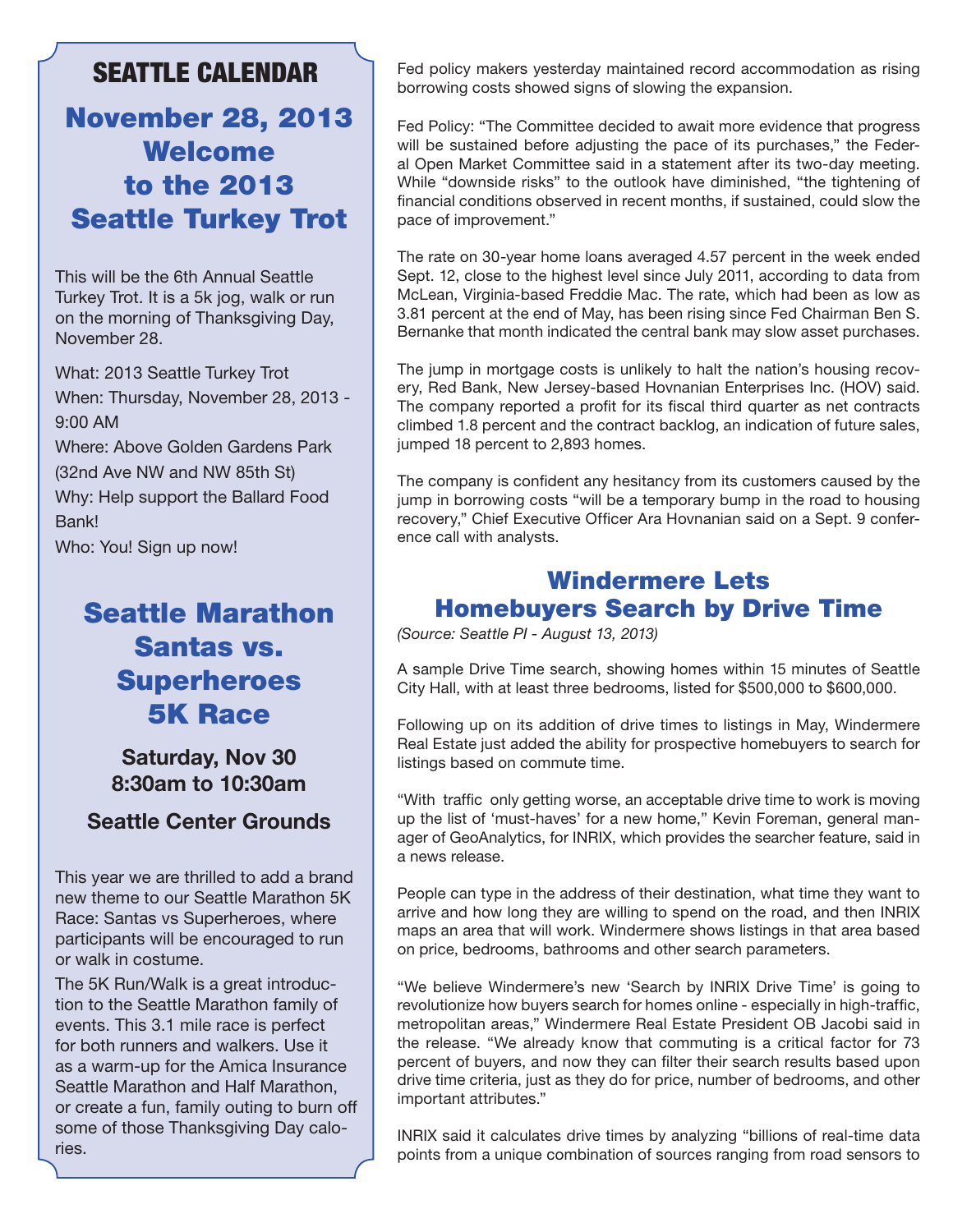# SEATTLE CALENDAR

## November 28, 2013 Welcome to the 2013 Seattle Turkey Trot

This will be the 6th Annual Seattle Turkey Trot. It is a 5k jog, walk or run on the morning of Thanksgiving Day, November 28.

What: 2013 Seattle Turkey Trot

When: Thursday, November 28, 2013 - 9:00 AM

Where: Above Golden Gardens Park (32nd Ave NW and NW 85th St)

Why: Help support the Ballard Food Bank!

Who: You! Sign up now!

## Seattle Marathon Santas vs. Superheroes 5K Race

**Saturday, Nov 30**
**8:30am to 10:30am**

**Seattle Center Grounds**

This year we are thrilled to add a brand new theme to our Seattle Marathon 5K Race: Santas vs Superheroes, where participants will be encouraged to run or walk in costume.

The 5K Run/Walk is a great introduction to the Seattle Marathon family of events. This 3.1 mile race is perfect for both runners and walkers. Use it as a warm-up for the Amica Insurance Seattle Marathon and Half Marathon, or create a fun, family outing to burn off some of those Thanksgiving Day calories.

Fed policy makers yesterday maintained record accommodation as rising borrowing costs showed signs of slowing the expansion.

Fed Policy: "The Committee decided to await more evidence that progress will be sustained before adjusting the pace of its purchases," the Federal Open Market Committee said in a statement after its two-day meeting. While "downside risks" to the outlook have diminished, "the tightening of financial conditions observed in recent months, if sustained, could slow the pace of improvement."

The rate on 30-year home loans averaged 4.57 percent in the week ended Sept. 12, close to the highest level since July 2011, according to data from McLean, Virginia-based Freddie Mac. The rate, which had been as low as 3.81 percent at the end of May, has been rising since Fed Chairman Ben S. Bernanke that month indicated the central bank may slow asset purchases.

The jump in mortgage costs is unlikely to halt the nation's housing recovery, Red Bank, New Jersey-based Hovnanian Enterprises Inc. (HOV) said. The company reported a profit for its fiscal third quarter as net contracts climbed 1.8 percent and the contract backlog, an indication of future sales, jumped 18 percent to 2,893 homes.

The company is confident any hesitancy from its customers caused by the jump in borrowing costs "will be a temporary bump in the road to housing recovery," Chief Executive Officer Ara Hovnanian said on a Sept. 9 conference call with analysts.

## Windermere Lets Homebuyers Search by Drive Time

*(Source: Seattle PI - August 13, 2013)*

A sample Drive Time search, showing homes within 15 minutes of Seattle City Hall, with at least three bedrooms, listed for $500,000 to $600,000.

Following up on its addition of drive times to listings in May, Windermere Real Estate just added the ability for prospective homebuyers to search for listings based on commute time.

"With traffic only getting worse, an acceptable drive time to work is moving up the list of 'must-haves' for a new home," Kevin Foreman, general manager of GeoAnalytics, for INRIX, which provides the searcher feature, said in a news release.

People can type in the address of their destination, what time they want to arrive and how long they are willing to spend on the road, and then INRIX maps an area that will work. Windermere shows listings in that area based on price, bedrooms, bathrooms and other search parameters.

"We believe Windermere's new 'Search by INRIX Drive Time' is going to revolutionize how buyers search for homes online - especially in high-traffic, metropolitan areas," Windermere Real Estate President OB Jacobi said in the release. "We already know that commuting is a critical factor for 73 percent of buyers, and now they can filter their search results based upon drive time criteria, just as they do for price, number of bedrooms, and other important attributes."

INRIX said it calculates drive times by analyzing "billions of real-time data points from a unique combination of sources ranging from road sensors to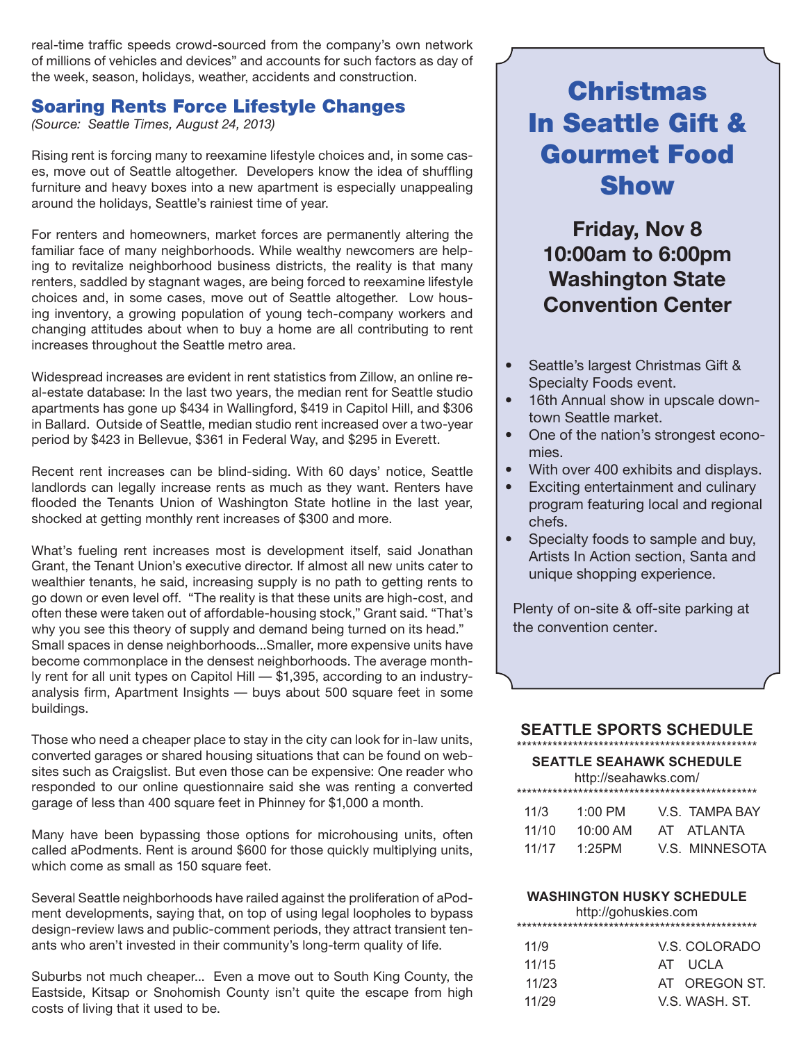real-time traffic speeds crowd-sourced from the company's own network of millions of vehicles and devices" and accounts for such factors as day of the week, season, holidays, weather, accidents and construction.

## Soaring Rents Force Lifestyle Changes

*(Source: Seattle Times, August 24, 2013)*

Rising rent is forcing many to reexamine lifestyle choices and, in some cases, move out of Seattle altogether. Developers know the idea of shuffling furniture and heavy boxes into a new apartment is especially unappealing around the holidays, Seattle's rainiest time of year.

For renters and homeowners, market forces are permanently altering the familiar face of many neighborhoods. While wealthy newcomers are helping to revitalize neighborhood business districts, the reality is that many renters, saddled by stagnant wages, are being forced to reexamine lifestyle choices and, in some cases, move out of Seattle altogether. Low housing inventory, a growing population of young tech-company workers and changing attitudes about when to buy a home are all contributing to rent increases throughout the Seattle metro area.

Widespread increases are evident in rent statistics from Zillow, an online real-estate database: In the last two years, the median rent for Seattle studio apartments has gone up $434 in Wallingford, $419 in Capitol Hill, and $306 in Ballard. Outside of Seattle, median studio rent increased over a two-year period by $423 in Bellevue, $361 in Federal Way, and $295 in Everett.

Recent rent increases can be blind-siding. With 60 days' notice, Seattle landlords can legally increase rents as much as they want. Renters have flooded the Tenants Union of Washington State hotline in the last year, shocked at getting monthly rent increases of $300 and more.

What's fueling rent increases most is development itself, said Jonathan Grant, the Tenant Union's executive director. If almost all new units cater to wealthier tenants, he said, increasing supply is no path to getting rents to go down or even level off. "The reality is that these units are high-cost, and often these were taken out of affordable-housing stock," Grant said. "That's why you see this theory of supply and demand being turned on its head."
Small spaces in dense neighborhoods...Smaller, more expensive units have become commonplace in the densest neighborhoods. The average monthly rent for all unit types on Capitol Hill — $1,395, according to an industry-analysis firm, Apartment Insights — buys about 500 square feet in some buildings.

Those who need a cheaper place to stay in the city can look for in-law units, converted garages or shared housing situations that can be found on websites such as Craigslist. But even those can be expensive: One reader who responded to our online questionnaire said she was renting a converted garage of less than 400 square feet in Phinney for $1,000 a month.

Many have been bypassing those options for microhousing units, often called aPodments. Rent is around $600 for those quickly multiplying units, which come as small as 150 square feet.

Several Seattle neighborhoods have railed against the proliferation of aPodment developments, saying that, on top of using legal loopholes to bypass design-review laws and public-comment periods, they attract transient tenants who aren't invested in their community's long-term quality of life.

Suburbs not much cheaper... Even a move out to South King County, the Eastside, Kitsap or Snohomish County isn't quite the escape from high costs of living that it used to be.

## Christmas In Seattle Gift & Gourmet Food Show

**Friday, Nov 8**
**10:00am to 6:00pm**
**Washington State Convention Center**

- Seattle's largest Christmas Gift & Specialty Foods event.
- 16th Annual show in upscale downtown Seattle market.
- One of the nation's strongest economies.
- With over 400 exhibits and displays.
- Exciting entertainment and culinary program featuring local and regional chefs.
- Specialty foods to sample and buy, Artists In Action section, Santa and unique shopping experience.

Plenty of on-site & off-site parking at the convention center.

## SEATTLE SPORTS SCHEDULE

**SEATTLE SEAHAWK SCHEDULE**
http://seahawks.com/

| | | |
|---|---|---|
| 11/3 | 1:00 PM | V.S. TAMPA BAY |
| 11/10 | 10:00 AM | AT ATLANTA |
| 11/17 | 1:25PM | V.S. MINNESOTA |

**WASHINGTON HUSKY SCHEDULE**
http://gohuskies.com

| | |
|---|---|
| 11/9 | V.S. COLORADO |
| 11/15 | AT UCLA |
| 11/23 | AT OREGON ST. |
| 11/29 | V.S. WASH. ST. |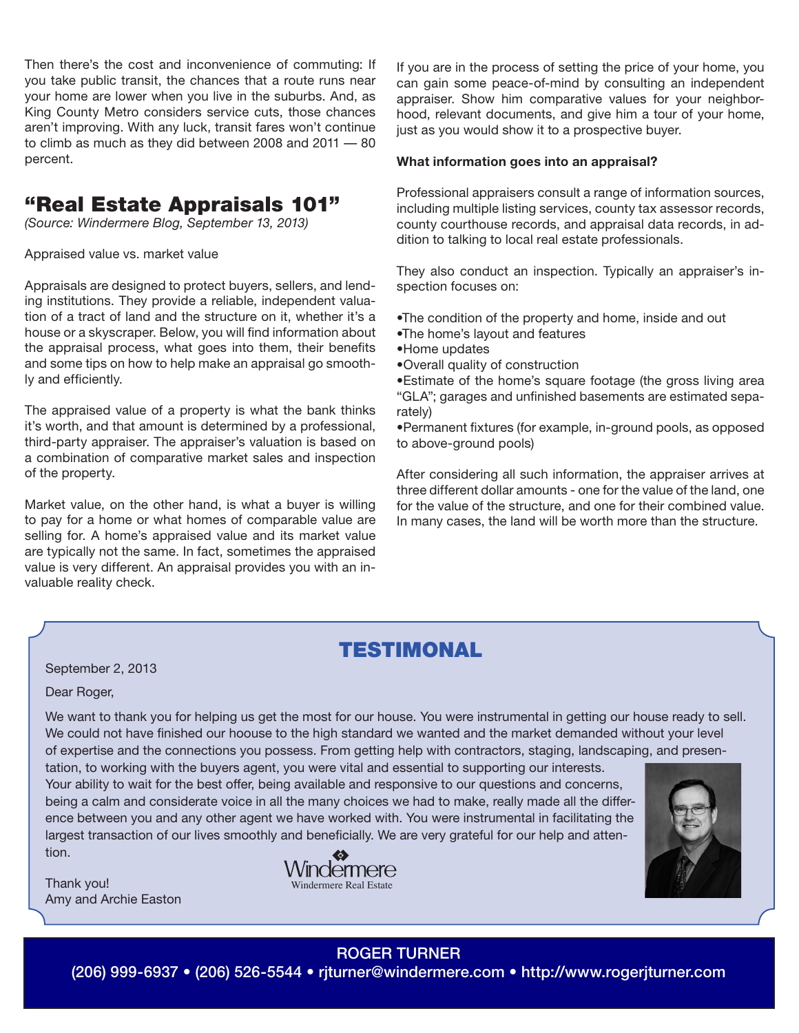Then there's the cost and inconvenience of commuting: If you take public transit, the chances that a route runs near your home are lower when you live in the suburbs. And, as King County Metro considers service cuts, those chances aren't improving. With any luck, transit fares won't continue to climb as much as they did between 2008 and 2011 — 80 percent.

## "Real Estate Appraisals 101"

*(Source: Windermere Blog, September 13, 2013)*

Appraised value vs. market value

Appraisals are designed to protect buyers, sellers, and lending institutions. They provide a reliable, independent valuation of a tract of land and the structure on it, whether it's a house or a skyscraper. Below, you will find information about the appraisal process, what goes into them, their benefits and some tips on how to help make an appraisal go smoothly and efficiently.

The appraised value of a property is what the bank thinks it's worth, and that amount is determined by a professional, third-party appraiser. The appraiser's valuation is based on a combination of comparative market sales and inspection of the property.

Market value, on the other hand, is what a buyer is willing to pay for a home or what homes of comparable value are selling for. A home's appraised value and its market value are typically not the same. In fact, sometimes the appraised value is very different. An appraisal provides you with an invaluable reality check.

If you are in the process of setting the price of your home, you can gain some peace-of-mind by consulting an independent appraiser. Show him comparative values for your neighborhood, relevant documents, and give him a tour of your home, just as you would show it to a prospective buyer.

**What information goes into an appraisal?**

Professional appraisers consult a range of information sources, including multiple listing services, county tax assessor records, county courthouse records, and appraisal data records, in addition to talking to local real estate professionals.

They also conduct an inspection. Typically an appraiser's inspection focuses on:

- The condition of the property and home, inside and out
- The home's layout and features
- Home updates
- Overall quality of construction
- Estimate of the home's square footage (the gross living area "GLA"; garages and unfinished basements are estimated separately)
- Permanent fixtures (for example, in-ground pools, as opposed to above-ground pools)

After considering all such information, the appraiser arrives at three different dollar amounts - one for the value of the land, one for the value of the structure, and one for their combined value. In many cases, the land will be worth more than the structure.

## TESTIMONAL

September 2, 2013

Dear Roger,

We want to thank you for helping us get the most for our house. You were instrumental in getting our house ready to sell. We could not have finished our hoouse to the high standard we wanted and the market demanded without your level of expertise and the connections you possess. From getting help with contractors, staging, landscaping, and presentation, to working with the buyers agent, you were vital and essential to supporting our interests. Your ability to wait for the best offer, being available and responsive to our questions and concerns, being a calm and considerate voice in all the many choices we had to make, really made all the difference between you and any other agent we have worked with. You were instrumental in facilitating the largest transaction of our lives smoothly and beneficially. We are very grateful for our help and attention.

Thank you!
Amy and Archie Easton

Windermere
Windermere Real Estate

**ROGER TURNER**
**(206) 999-6937 • (206) 526-5544 • rjturner@windermere.com • http://www.rogerjturner.com**